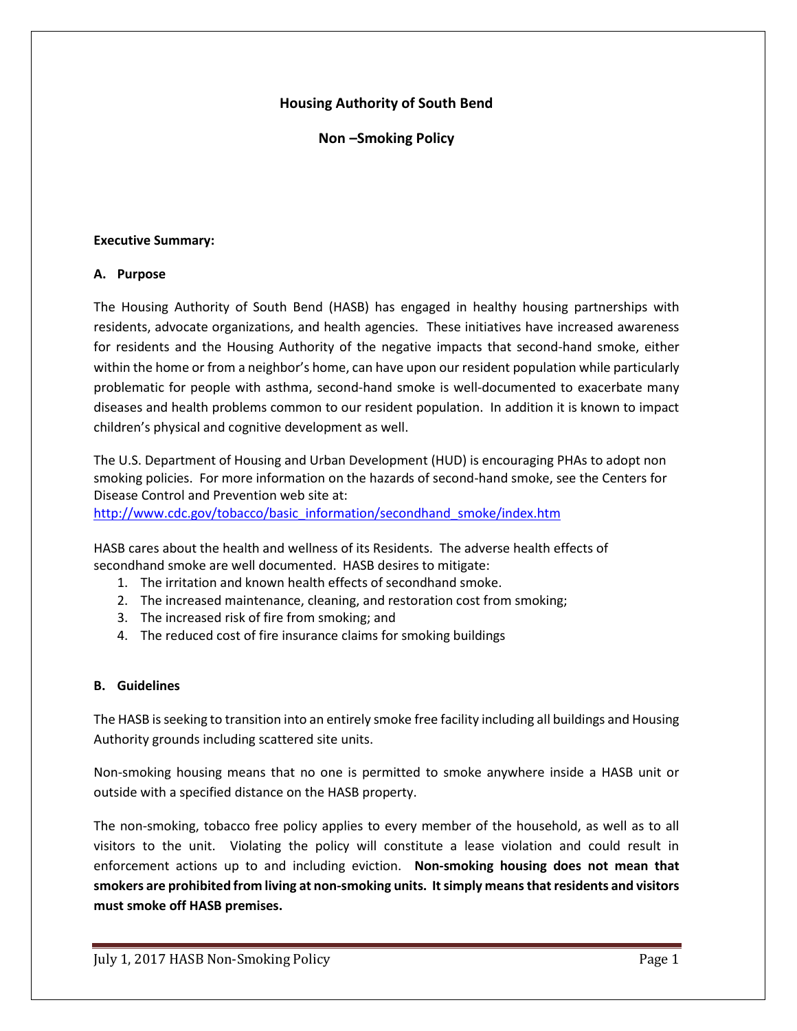# Housing Authority of South Bend

## Non –Smoking Policy

**Executive Summary:**

**A. Purpose**

The Housing Authority of South Bend (HASB) has engaged in healthy housing partnerships with residents, advocate organizations, and health agencies. These initiatives have increased awareness for residents and the Housing Authority of the negative impacts that second-hand smoke, either within the home or from a neighbor's home, can have upon our resident population while particularly problematic for people with asthma, second-hand smoke is well-documented to exacerbate many diseases and health problems common to our resident population. In addition it is known to impact children's physical and cognitive development as well.

The U.S. Department of Housing and Urban Development (HUD) is encouraging PHAs to adopt non smoking policies. For more information on the hazards of second-hand smoke, see the Centers for Disease Control and Prevention web site at:
http://www.cdc.gov/tobacco/basic_information/secondhand_smoke/index.htm

HASB cares about the health and wellness of its Residents. The adverse health effects of secondhand smoke are well documented. HASB desires to mitigate:

1. The irritation and known health effects of secondhand smoke.
2. The increased maintenance, cleaning, and restoration cost from smoking;
3. The increased risk of fire from smoking; and
4. The reduced cost of fire insurance claims for smoking buildings

**B. Guidelines**

The HASB is seeking to transition into an entirely smoke free facility including all buildings and Housing Authority grounds including scattered site units.

Non-smoking housing means that no one is permitted to smoke anywhere inside a HASB unit or outside with a specified distance on the HASB property.

The non-smoking, tobacco free policy applies to every member of the household, as well as to all visitors to the unit. Violating the policy will constitute a lease violation and could result in enforcement actions up to and including eviction. **Non-smoking housing does not mean that smokers are prohibited from living at non-smoking units. It simply means that residents and visitors must smoke off HASB premises.**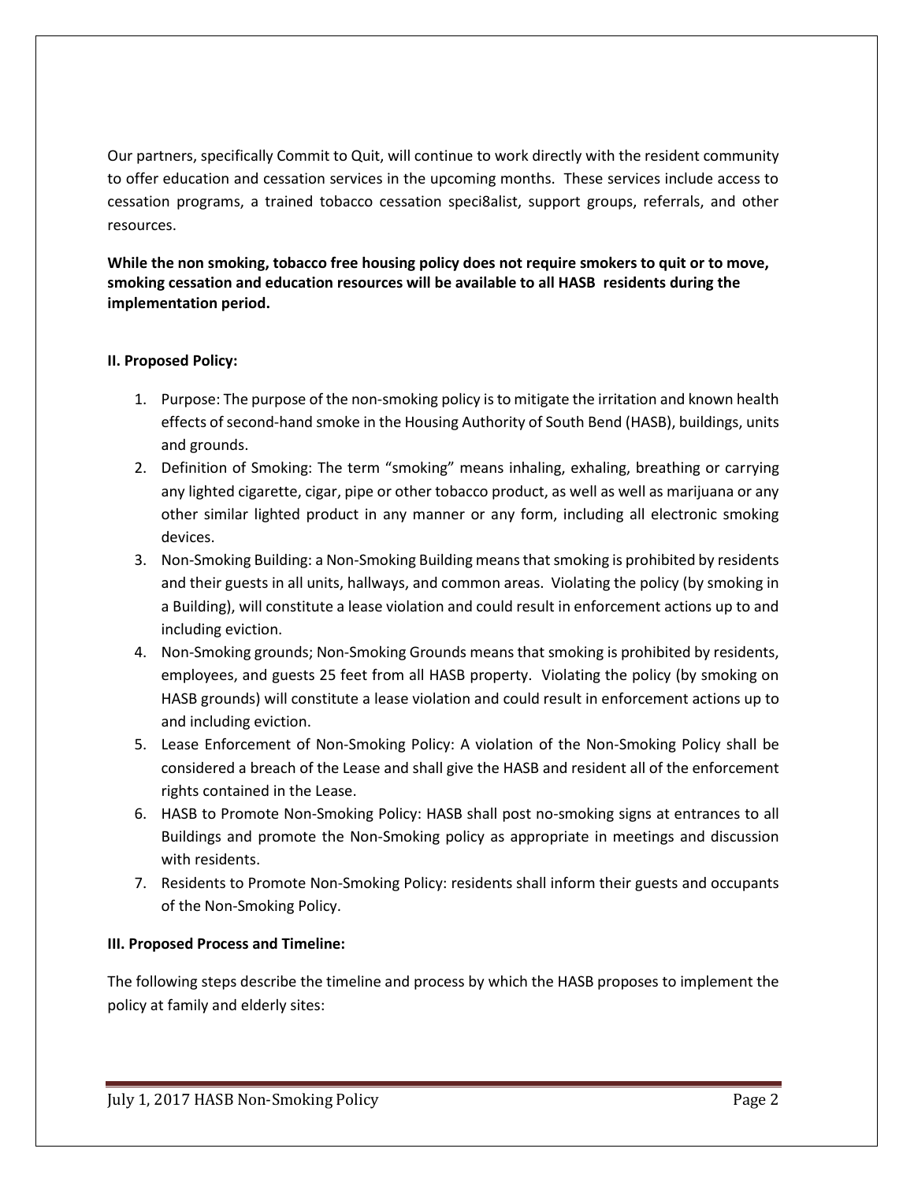Our partners, specifically Commit to Quit, will continue to work directly with the resident community to offer education and cessation services in the upcoming months. These services include access to cessation programs, a trained tobacco cessation speci8alist, support groups, referrals, and other resources.

**While the non smoking, tobacco free housing policy does not require smokers to quit or to move, smoking cessation and education resources will be available to all HASB residents during the implementation period.**

**II. Proposed Policy:**

1. Purpose: The purpose of the non-smoking policy is to mitigate the irritation and known health effects of second-hand smoke in the Housing Authority of South Bend (HASB), buildings, units and grounds.
2. Definition of Smoking: The term "smoking" means inhaling, exhaling, breathing or carrying any lighted cigarette, cigar, pipe or other tobacco product, as well as well as marijuana or any other similar lighted product in any manner or any form, including all electronic smoking devices.
3. Non-Smoking Building: a Non-Smoking Building means that smoking is prohibited by residents and their guests in all units, hallways, and common areas. Violating the policy (by smoking in a Building), will constitute a lease violation and could result in enforcement actions up to and including eviction.
4. Non-Smoking grounds; Non-Smoking Grounds means that smoking is prohibited by residents, employees, and guests 25 feet from all HASB property. Violating the policy (by smoking on HASB grounds) will constitute a lease violation and could result in enforcement actions up to and including eviction.
5. Lease Enforcement of Non-Smoking Policy: A violation of the Non-Smoking Policy shall be considered a breach of the Lease and shall give the HASB and resident all of the enforcement rights contained in the Lease.
6. HASB to Promote Non-Smoking Policy: HASB shall post no-smoking signs at entrances to all Buildings and promote the Non-Smoking policy as appropriate in meetings and discussion with residents.
7. Residents to Promote Non-Smoking Policy: residents shall inform their guests and occupants of the Non-Smoking Policy.

**III. Proposed Process and Timeline:**

The following steps describe the timeline and process by which the HASB proposes to implement the policy at family and elderly sites: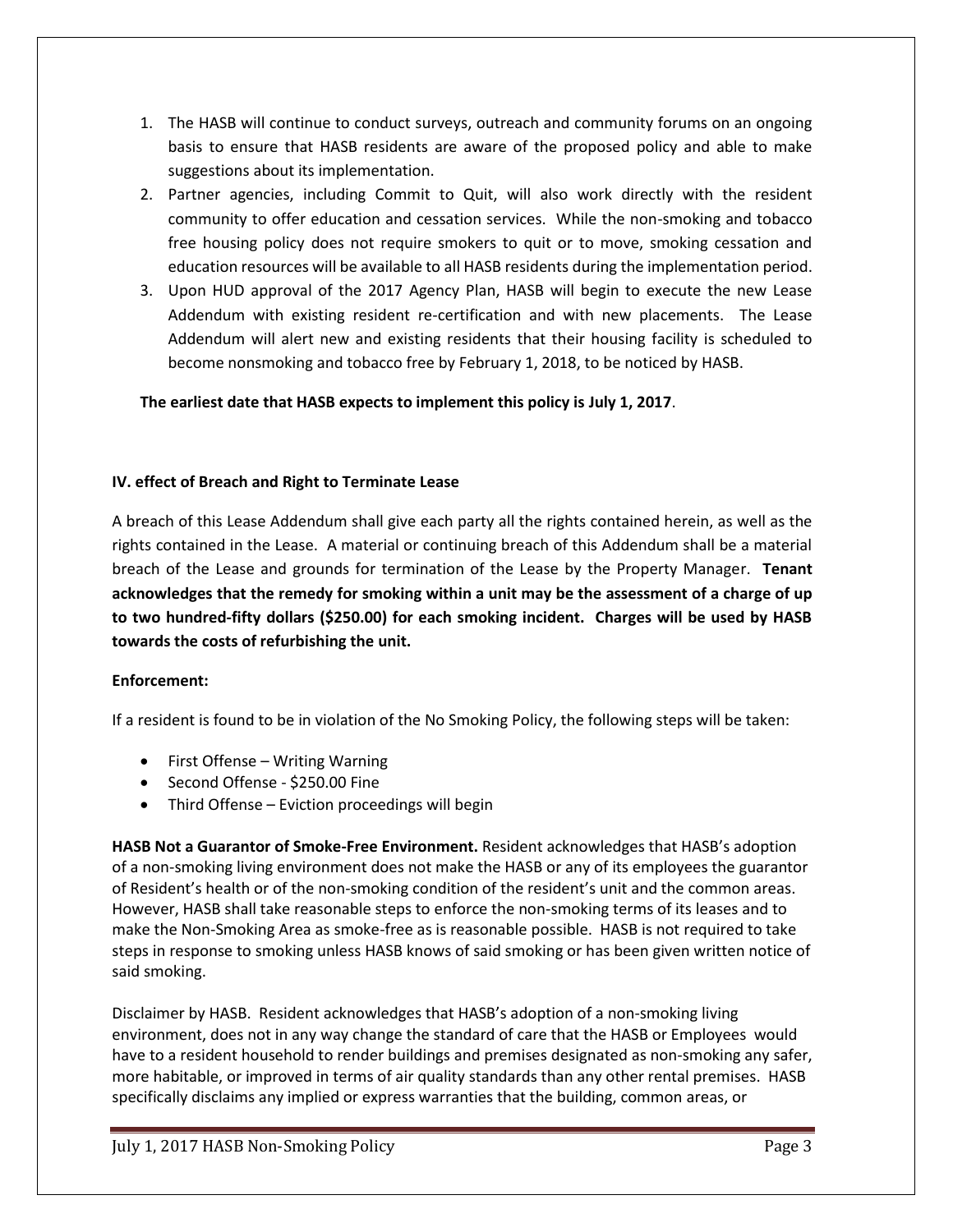1. The HASB will continue to conduct surveys, outreach and community forums on an ongoing basis to ensure that HASB residents are aware of the proposed policy and able to make suggestions about its implementation.
2. Partner agencies, including Commit to Quit, will also work directly with the resident community to offer education and cessation services. While the non-smoking and tobacco free housing policy does not require smokers to quit or to move, smoking cessation and education resources will be available to all HASB residents during the implementation period.
3. Upon HUD approval of the 2017 Agency Plan, HASB will begin to execute the new Lease Addendum with existing resident re-certification and with new placements. The Lease Addendum will alert new and existing residents that their housing facility is scheduled to become nonsmoking and tobacco free by February 1, 2018, to be noticed by HASB.

**The earliest date that HASB expects to implement this policy is July 1, 2017**.

### IV. effect of Breach and Right to Terminate Lease

A breach of this Lease Addendum shall give each party all the rights contained herein, as well as the rights contained in the Lease. A material or continuing breach of this Addendum shall be a material breach of the Lease and grounds for termination of the Lease by the Property Manager. **Tenant acknowledges that the remedy for smoking within a unit may be the assessment of a charge of up to two hundred-fifty dollars ($250.00) for each smoking incident. Charges will be used by HASB towards the costs of refurbishing the unit.**

**Enforcement:**

If a resident is found to be in violation of the No Smoking Policy, the following steps will be taken:

- First Offense – Writing Warning
- Second Offense - $250.00 Fine
- Third Offense – Eviction proceedings will begin

**HASB Not a Guarantor of Smoke-Free Environment.** Resident acknowledges that HASB's adoption of a non-smoking living environment does not make the HASB or any of its employees the guarantor of Resident's health or of the non-smoking condition of the resident's unit and the common areas. However, HASB shall take reasonable steps to enforce the non-smoking terms of its leases and to make the Non-Smoking Area as smoke-free as is reasonable possible. HASB is not required to take steps in response to smoking unless HASB knows of said smoking or has been given written notice of said smoking.

Disclaimer by HASB. Resident acknowledges that HASB's adoption of a non-smoking living environment, does not in any way change the standard of care that the HASB or Employees would have to a resident household to render buildings and premises designated as non-smoking any safer, more habitable, or improved in terms of air quality standards than any other rental premises. HASB specifically disclaims any implied or express warranties that the building, common areas, or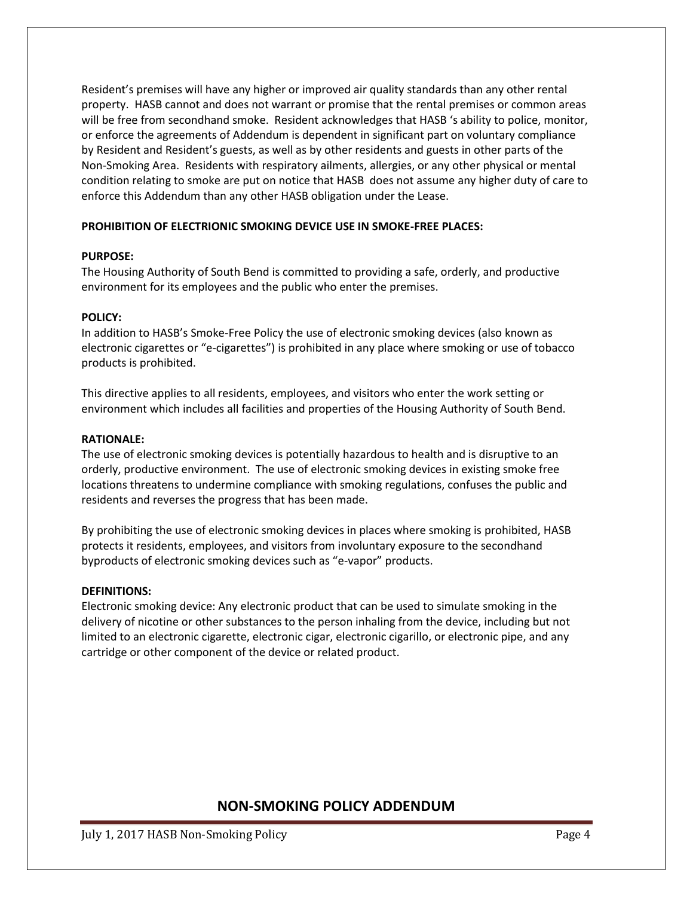Resident's premises will have any higher or improved air quality standards than any other rental property. HASB cannot and does not warrant or promise that the rental premises or common areas will be free from secondhand smoke. Resident acknowledges that HASB 's ability to police, monitor, or enforce the agreements of Addendum is dependent in significant part on voluntary compliance by Resident and Resident's guests, as well as by other residents and guests in other parts of the Non-Smoking Area. Residents with respiratory ailments, allergies, or any other physical or mental condition relating to smoke are put on notice that HASB does not assume any higher duty of care to enforce this Addendum than any other HASB obligation under the Lease.

**PROHIBITION OF ELECTRIONIC SMOKING DEVICE USE IN SMOKE-FREE PLACES:**

**PURPOSE:**
The Housing Authority of South Bend is committed to providing a safe, orderly, and productive environment for its employees and the public who enter the premises.

**POLICY:**
In addition to HASB's Smoke-Free Policy the use of electronic smoking devices (also known as electronic cigarettes or "e-cigarettes") is prohibited in any place where smoking or use of tobacco products is prohibited.

This directive applies to all residents, employees, and visitors who enter the work setting or environment which includes all facilities and properties of the Housing Authority of South Bend.

**RATIONALE:**
The use of electronic smoking devices is potentially hazardous to health and is disruptive to an orderly, productive environment. The use of electronic smoking devices in existing smoke free locations threatens to undermine compliance with smoking regulations, confuses the public and residents and reverses the progress that has been made.

By prohibiting the use of electronic smoking devices in places where smoking is prohibited, HASB protects it residents, employees, and visitors from involuntary exposure to the secondhand byproducts of electronic smoking devices such as "e-vapor" products.

**DEFINITIONS:**
Electronic smoking device: Any electronic product that can be used to simulate smoking in the delivery of nicotine or other substances to the person inhaling from the device, including but not limited to an electronic cigarette, electronic cigar, electronic cigarillo, or electronic pipe, and any cartridge or other component of the device or related product.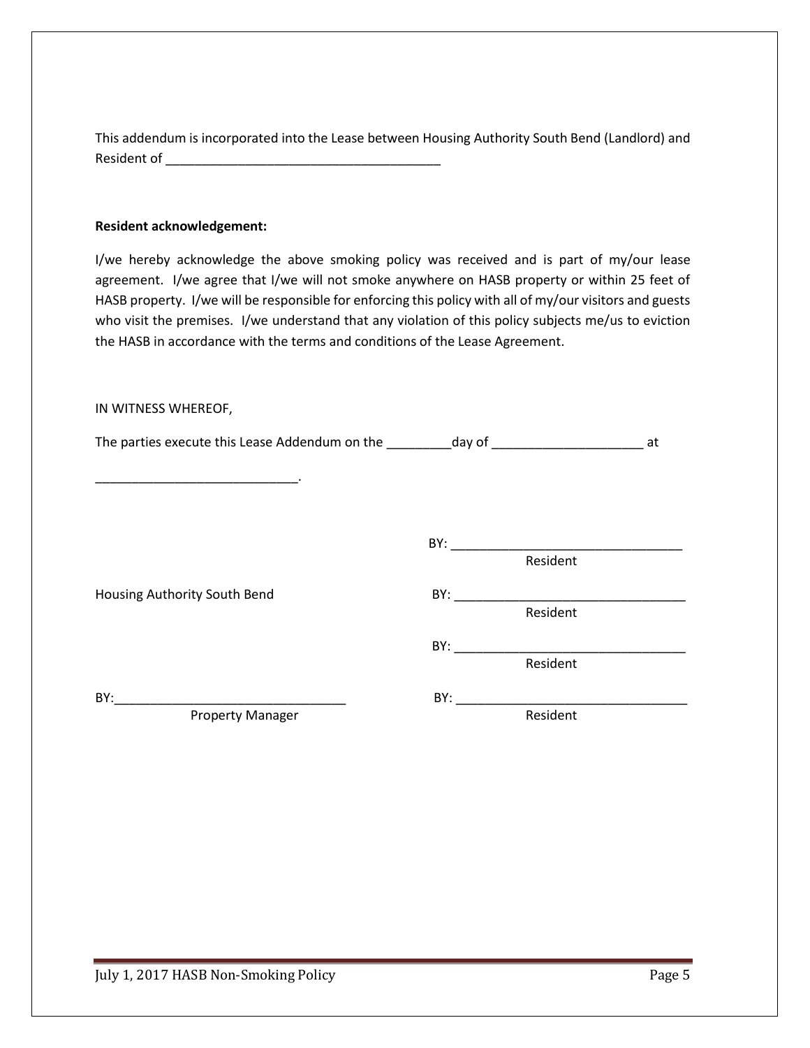This addendum is incorporated into the Lease between Housing Authority South Bend (Landlord) and Resident of ______________________________________

**Resident acknowledgement:**

I/we hereby acknowledge the above smoking policy was received and is part of my/our lease agreement. I/we agree that I/we will not smoke anywhere on HASB property or within 25 feet of HASB property. I/we will be responsible for enforcing this policy with all of my/our visitors and guests who visit the premises. I/we understand that any violation of this policy subjects me/us to eviction the HASB in accordance with the terms and conditions of the Lease Agreement.

IN WITNESS WHEREOF,

The parties execute this Lease Addendum on the _________day of _____________________ at

____________________________.

BY: ________________________________
Resident

Housing Authority South Bend

BY: ________________________________
Resident

BY: ________________________________
Resident

BY:________________________________
Property Manager

BY: ________________________________
Resident